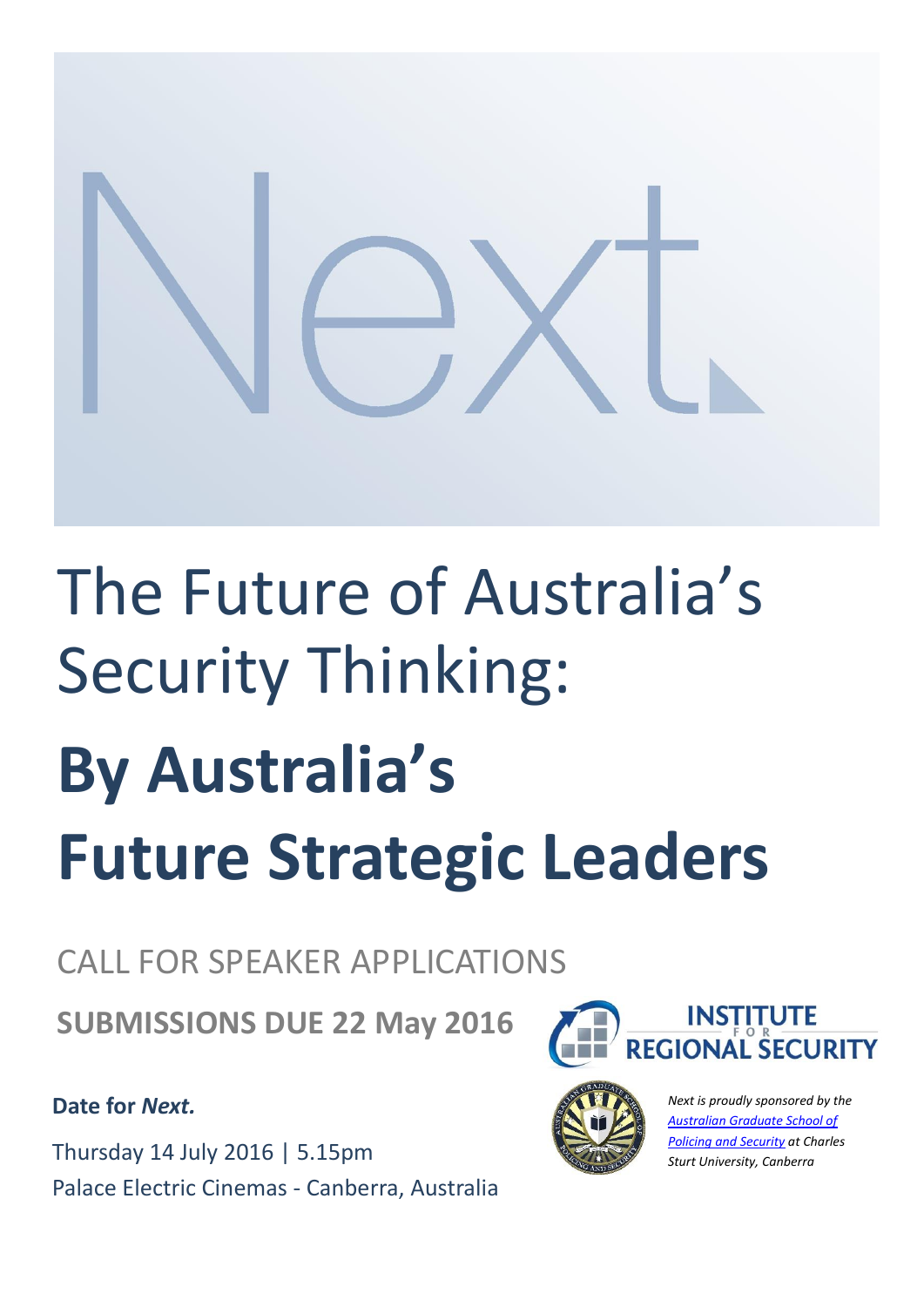# Next.

# The Future of Australia's Security Thinking:

# **By Australia's Future Strategic Leaders**

CALL FOR SPEAKER APPLICATIONS

**SUBMISSIONS DUE 22 May 2016**

INSTITUTE FOR REGIONAL SECURITY

**Date for *Next.***

Thursday 14 July 2016 | 5.15pm
Palace Electric Cinemas - Canberra, Australia

*Next is proudly sponsored by the Australian Graduate School of Policing and Security at Charles Sturt University, Canberra*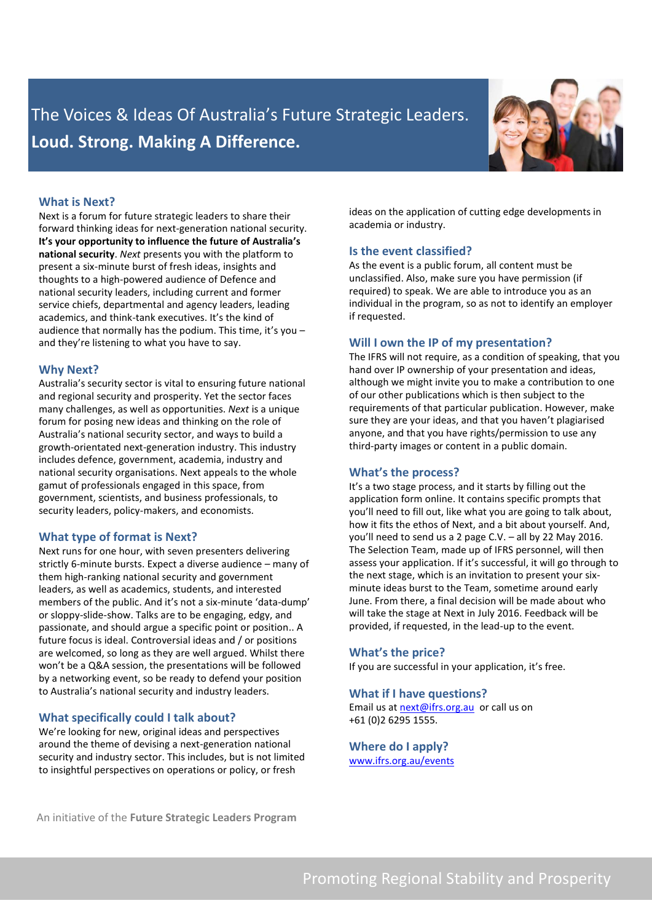# The Voices & Ideas Of Australia's Future Strategic Leaders.
**Loud. Strong. Making A Difference.**

## What is Next?

Next is a forum for future strategic leaders to share their forward thinking ideas for next-generation national security. **It's your opportunity to influence the future of Australia's national security**. *Next* presents you with the platform to present a six-minute burst of fresh ideas, insights and thoughts to a high-powered audience of Defence and national security leaders, including current and former service chiefs, departmental and agency leaders, leading academics, and think-tank executives. It's the kind of audience that normally has the podium. This time, it's you – and they're listening to what you have to say.

## Why Next?

Australia's security sector is vital to ensuring future national and regional security and prosperity. Yet the sector faces many challenges, as well as opportunities. *Next* is a unique forum for posing new ideas and thinking on the role of Australia's national security sector, and ways to build a growth-orientated next-generation industry. This industry includes defence, government, academia, industry and national security organisations. Next appeals to the whole gamut of professionals engaged in this space, from government, scientists, and business professionals, to security leaders, policy-makers, and economists.

## What type of format is Next?

Next runs for one hour, with seven presenters delivering strictly 6-minute bursts. Expect a diverse audience – many of them high-ranking national security and government leaders, as well as academics, students, and interested members of the public. And it's not a six-minute 'data-dump' or sloppy-slide-show. Talks are to be engaging, edgy, and passionate, and should argue a specific point or position.. A future focus is ideal. Controversial ideas and / or positions are welcomed, so long as they are well argued. Whilst there won't be a Q&A session, the presentations will be followed by a networking event, so be ready to defend your position to Australia's national security and industry leaders.

## What specifically could I talk about?

We're looking for new, original ideas and perspectives around the theme of devising a next-generation national security and industry sector. This includes, but is not limited to insightful perspectives on operations or policy, or fresh ideas on the application of cutting edge developments in academia or industry.

## Is the event classified?

As the event is a public forum, all content must be unclassified. Also, make sure you have permission (if required) to speak. We are able to introduce you as an individual in the program, so as not to identify an employer if requested.

## Will I own the IP of my presentation?

The IFRS will not require, as a condition of speaking, that you hand over IP ownership of your presentation and ideas, although we might invite you to make a contribution to one of our other publications which is then subject to the requirements of that particular publication. However, make sure they are your ideas, and that you haven't plagiarised anyone, and that you have rights/permission to use any third-party images or content in a public domain.

## What's the process?

It's a two stage process, and it starts by filling out the application form online. It contains specific prompts that you'll need to fill out, like what you are going to talk about, how it fits the ethos of Next, and a bit about yourself. And, you'll need to send us a 2 page C.V. – all by 22 May 2016. The Selection Team, made up of IFRS personnel, will then assess your application. If it's successful, it will go through to the next stage, which is an invitation to present your six-minute ideas burst to the Team, sometime around early June. From there, a final decision will be made about who will take the stage at Next in July 2016. Feedback will be provided, if requested, in the lead-up to the event.

## What's the price?

If you are successful in your application, it's free.

## What if I have questions?

Email us at next@ifrs.org.au or call us on +61 (0)2 6295 1555.

## Where do I apply?

www.ifrs.org.au/events

An initiative of the **Future Strategic Leaders Program**

Promoting Regional Stability and Prosperity